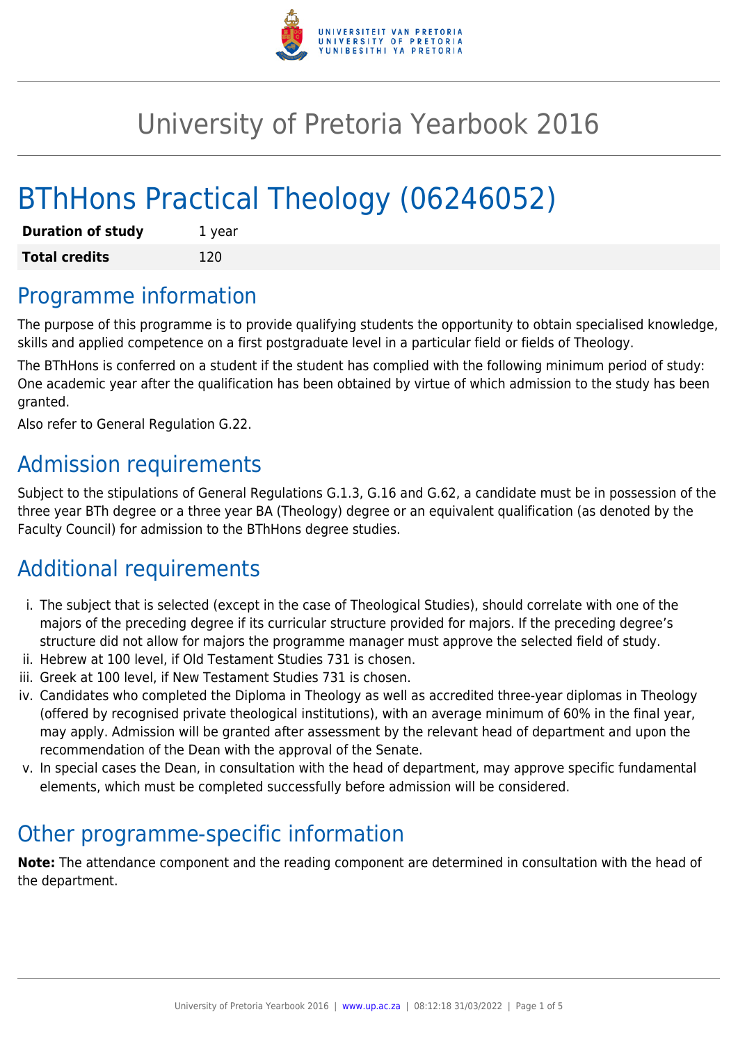# University of Pretoria Yearbook 2016

# BThHons Practical Theology (06246052)

| Duration of study | 1 year |
| --- | --- |
| **Total credits** | 120 |

## Programme information

The purpose of this programme is to provide qualifying students the opportunity to obtain specialised knowledge, skills and applied competence on a first postgraduate level in a particular field or fields of Theology.

The BThHons is conferred on a student if the student has complied with the following minimum period of study: One academic year after the qualification has been obtained by virtue of which admission to the study has been granted.

Also refer to General Regulation G.22.

## Admission requirements

Subject to the stipulations of General Regulations G.1.3, G.16 and G.62, a candidate must be in possession of the three year BTh degree or a three year BA (Theology) degree or an equivalent qualification (as denoted by the Faculty Council) for admission to the BThHons degree studies.

## Additional requirements

i. The subject that is selected (except in the case of Theological Studies), should correlate with one of the majors of the preceding degree if its curricular structure provided for majors. If the preceding degree's structure did not allow for majors the programme manager must approve the selected field of study.
ii. Hebrew at 100 level, if Old Testament Studies 731 is chosen.
iii. Greek at 100 level, if New Testament Studies 731 is chosen.
iv. Candidates who completed the Diploma in Theology as well as accredited three-year diplomas in Theology (offered by recognised private theological institutions), with an average minimum of 60% in the final year, may apply. Admission will be granted after assessment by the relevant head of department and upon the recommendation of the Dean with the approval of the Senate.
v. In special cases the Dean, in consultation with the head of department, may approve specific fundamental elements, which must be completed successfully before admission will be considered.

## Other programme-specific information

**Note:** The attendance component and the reading component are determined in consultation with the head of the department.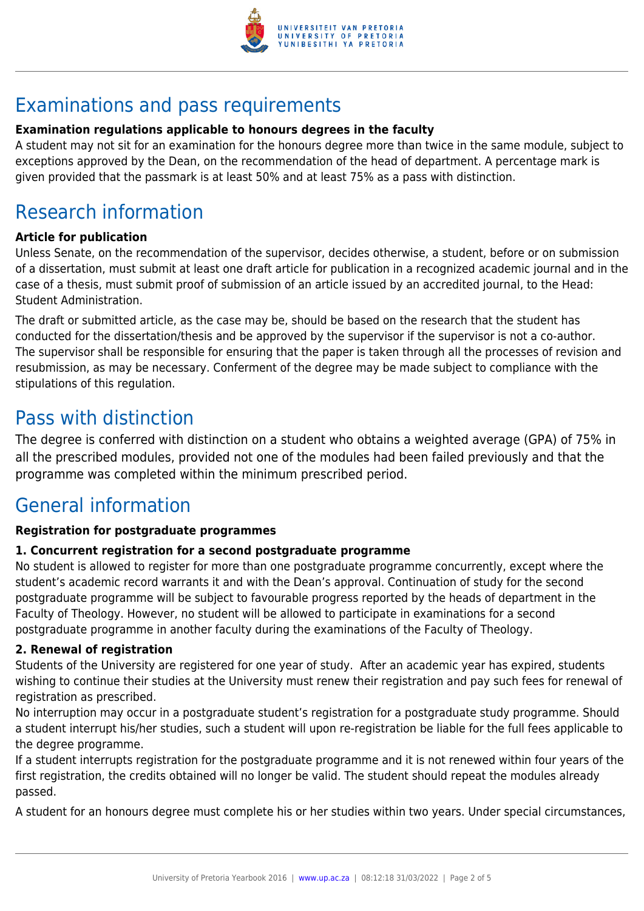# Examinations and pass requirements

**Examination regulations applicable to honours degrees in the faculty**

A student may not sit for an examination for the honours degree more than twice in the same module, subject to exceptions approved by the Dean, on the recommendation of the head of department. A percentage mark is given provided that the passmark is at least 50% and at least 75% as a pass with distinction.

# Research information

**Article for publication**

Unless Senate, on the recommendation of the supervisor, decides otherwise, a student, before or on submission of a dissertation, must submit at least one draft article for publication in a recognized academic journal and in the case of a thesis, must submit proof of submission of an article issued by an accredited journal, to the Head: Student Administration.

The draft or submitted article, as the case may be, should be based on the research that the student has conducted for the dissertation/thesis and be approved by the supervisor if the supervisor is not a co-author. The supervisor shall be responsible for ensuring that the paper is taken through all the processes of revision and resubmission, as may be necessary. Conferment of the degree may be made subject to compliance with the stipulations of this regulation.

# Pass with distinction

The degree is conferred with distinction on a student who obtains a weighted average (GPA) of 75% in all the prescribed modules, provided not one of the modules had been failed previously and that the programme was completed within the minimum prescribed period.

# General information

**Registration for postgraduate programmes**

**1. Concurrent registration for a second postgraduate programme**

No student is allowed to register for more than one postgraduate programme concurrently, except where the student's academic record warrants it and with the Dean's approval. Continuation of study for the second postgraduate programme will be subject to favourable progress reported by the heads of department in the Faculty of Theology. However, no student will be allowed to participate in examinations for a second postgraduate programme in another faculty during the examinations of the Faculty of Theology.

**2. Renewal of registration**

Students of the University are registered for one year of study. After an academic year has expired, students wishing to continue their studies at the University must renew their registration and pay such fees for renewal of registration as prescribed.

No interruption may occur in a postgraduate student's registration for a postgraduate study programme. Should a student interrupt his/her studies, such a student will upon re-registration be liable for the full fees applicable to the degree programme.

If a student interrupts registration for the postgraduate programme and it is not renewed within four years of the first registration, the credits obtained will no longer be valid. The student should repeat the modules already passed.

A student for an honours degree must complete his or her studies within two years. Under special circumstances,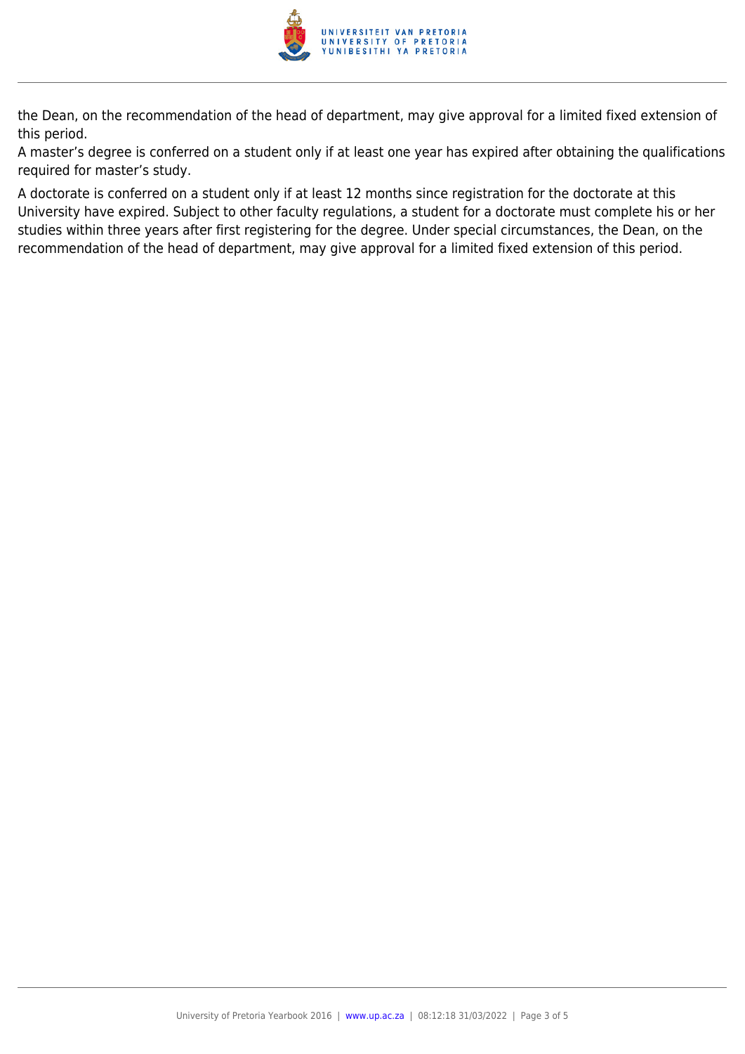the Dean, on the recommendation of the head of department, may give approval for a limited fixed extension of this period.

A master's degree is conferred on a student only if at least one year has expired after obtaining the qualifications required for master's study.

A doctorate is conferred on a student only if at least 12 months since registration for the doctorate at this University have expired. Subject to other faculty regulations, a student for a doctorate must complete his or her studies within three years after first registering for the degree. Under special circumstances, the Dean, on the recommendation of the head of department, may give approval for a limited fixed extension of this period.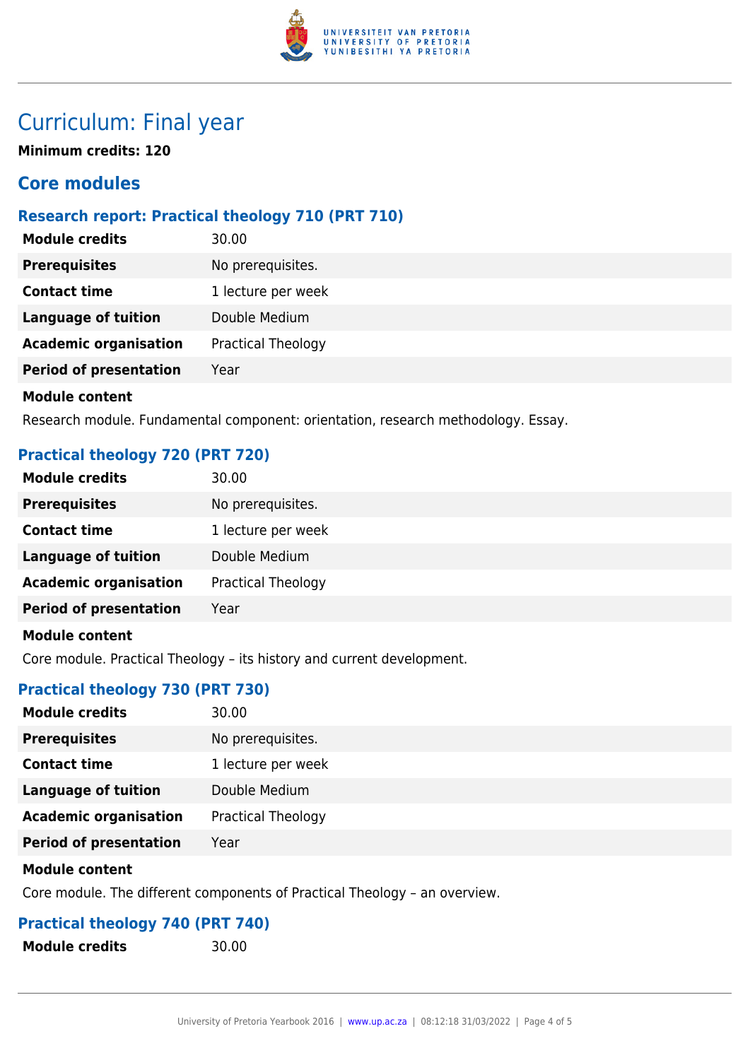# Curriculum: Final year

**Minimum credits: 120**

## Core modules

### Research report: Practical theology 710 (PRT 710)

| | |
|---|---|
| **Module credits** | 30.00 |
| **Prerequisites** | No prerequisites. |
| **Contact time** | 1 lecture per week |
| **Language of tuition** | Double Medium |
| **Academic organisation** | Practical Theology |
| **Period of presentation** | Year |

**Module content**

Research module. Fundamental component: orientation, research methodology. Essay.

### Practical theology 720 (PRT 720)

| | |
|---|---|
| **Module credits** | 30.00 |
| **Prerequisites** | No prerequisites. |
| **Contact time** | 1 lecture per week |
| **Language of tuition** | Double Medium |
| **Academic organisation** | Practical Theology |
| **Period of presentation** | Year |

**Module content**

Core module. Practical Theology – its history and current development.

### Practical theology 730 (PRT 730)

| | |
|---|---|
| **Module credits** | 30.00 |
| **Prerequisites** | No prerequisites. |
| **Contact time** | 1 lecture per week |
| **Language of tuition** | Double Medium |
| **Academic organisation** | Practical Theology |
| **Period of presentation** | Year |

**Module content**

Core module. The different components of Practical Theology – an overview.

### Practical theology 740 (PRT 740)

| | |
|---|---|
| **Module credits** | 30.00 |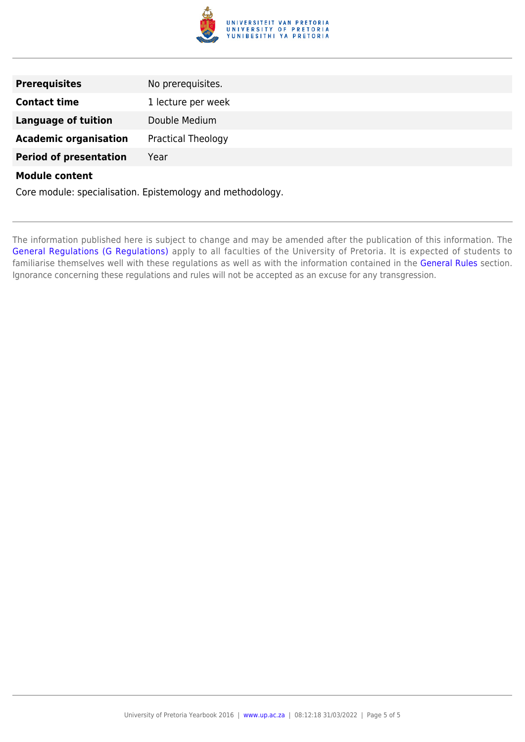| | |
|---|---|
| **Prerequisites** | No prerequisites. |
| **Contact time** | 1 lecture per week |
| **Language of tuition** | Double Medium |
| **Academic organisation** | Practical Theology |
| **Period of presentation** | Year |

**Module content**

Core module: specialisation. Epistemology and methodology.

The information published here is subject to change and may be amended after the publication of this information. The General Regulations (G Regulations) apply to all faculties of the University of Pretoria. It is expected of students to familiarise themselves well with these regulations as well as with the information contained in the General Rules section. Ignorance concerning these regulations and rules will not be accepted as an excuse for any transgression.